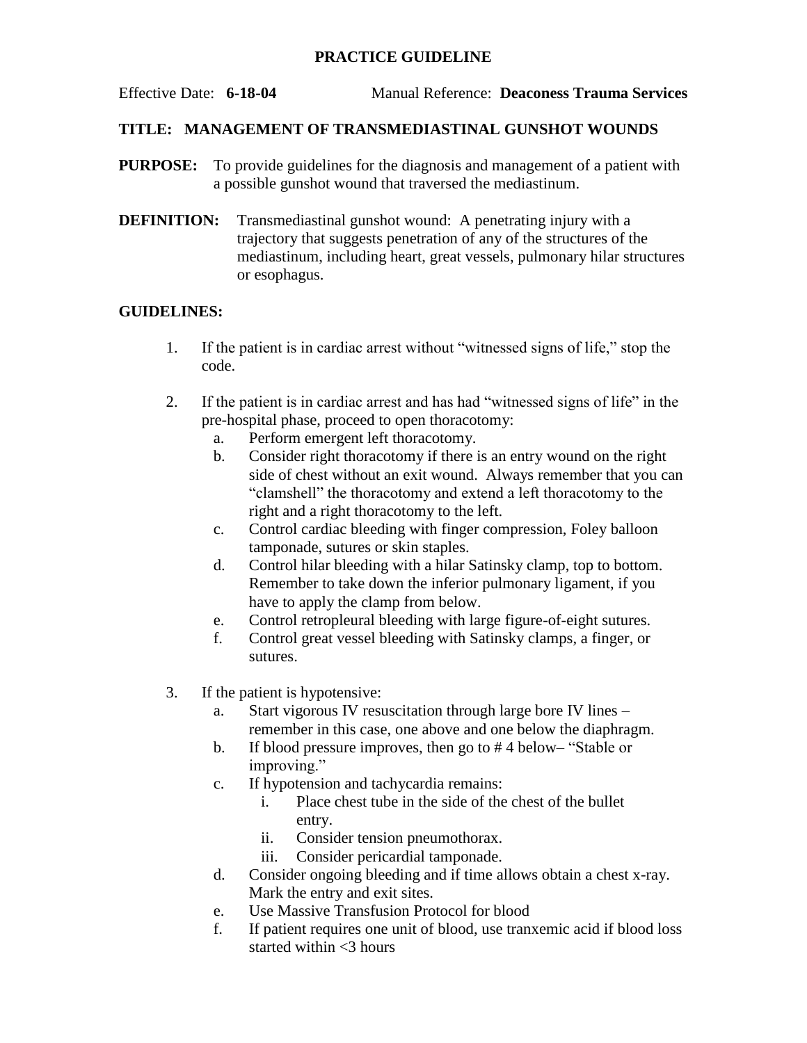# PRACTICE GUIDELINE

Effective Date: **6-18-04** Manual Reference: **Deaconess Trauma Services**

## TITLE: MANAGEMENT OF TRANSMEDIASTINAL GUNSHOT WOUNDS

**PURPOSE:** To provide guidelines for the diagnosis and management of a patient with a possible gunshot wound that traversed the mediastinum.

**DEFINITION:** Transmediastinal gunshot wound: A penetrating injury with a trajectory that suggests penetration of any of the structures of the mediastinum, including heart, great vessels, pulmonary hilar structures or esophagus.

## GUIDELINES:

1. If the patient is in cardiac arrest without "witnessed signs of life," stop the code.

2. If the patient is in cardiac arrest and has had "witnessed signs of life" in the pre-hospital phase, proceed to open thoracotomy:
   a. Perform emergent left thoracotomy.
   b. Consider right thoracotomy if there is an entry wound on the right side of chest without an exit wound. Always remember that you can "clamshell" the thoracotomy and extend a left thoracotomy to the right and a right thoracotomy to the left.
   c. Control cardiac bleeding with finger compression, Foley balloon tamponade, sutures or skin staples.
   d. Control hilar bleeding with a hilar Satinsky clamp, top to bottom. Remember to take down the inferior pulmonary ligament, if you have to apply the clamp from below.
   e. Control retropleural bleeding with large figure-of-eight sutures.
   f. Control great vessel bleeding with Satinsky clamps, a finger, or sutures.

3. If the patient is hypotensive:
   a. Start vigorous IV resuscitation through large bore IV lines – remember in this case, one above and one below the diaphragm.
   b. If blood pressure improves, then go to # 4 below– "Stable or improving."
   c. If hypotension and tachycardia remains:
      i. Place chest tube in the side of the chest of the bullet entry.
      ii. Consider tension pneumothorax.
      iii. Consider pericardial tamponade.
   d. Consider ongoing bleeding and if time allows obtain a chest x-ray. Mark the entry and exit sites.
   e. Use Massive Transfusion Protocol for blood
   f. If patient requires one unit of blood, use tranxemic acid if blood loss started within <3 hours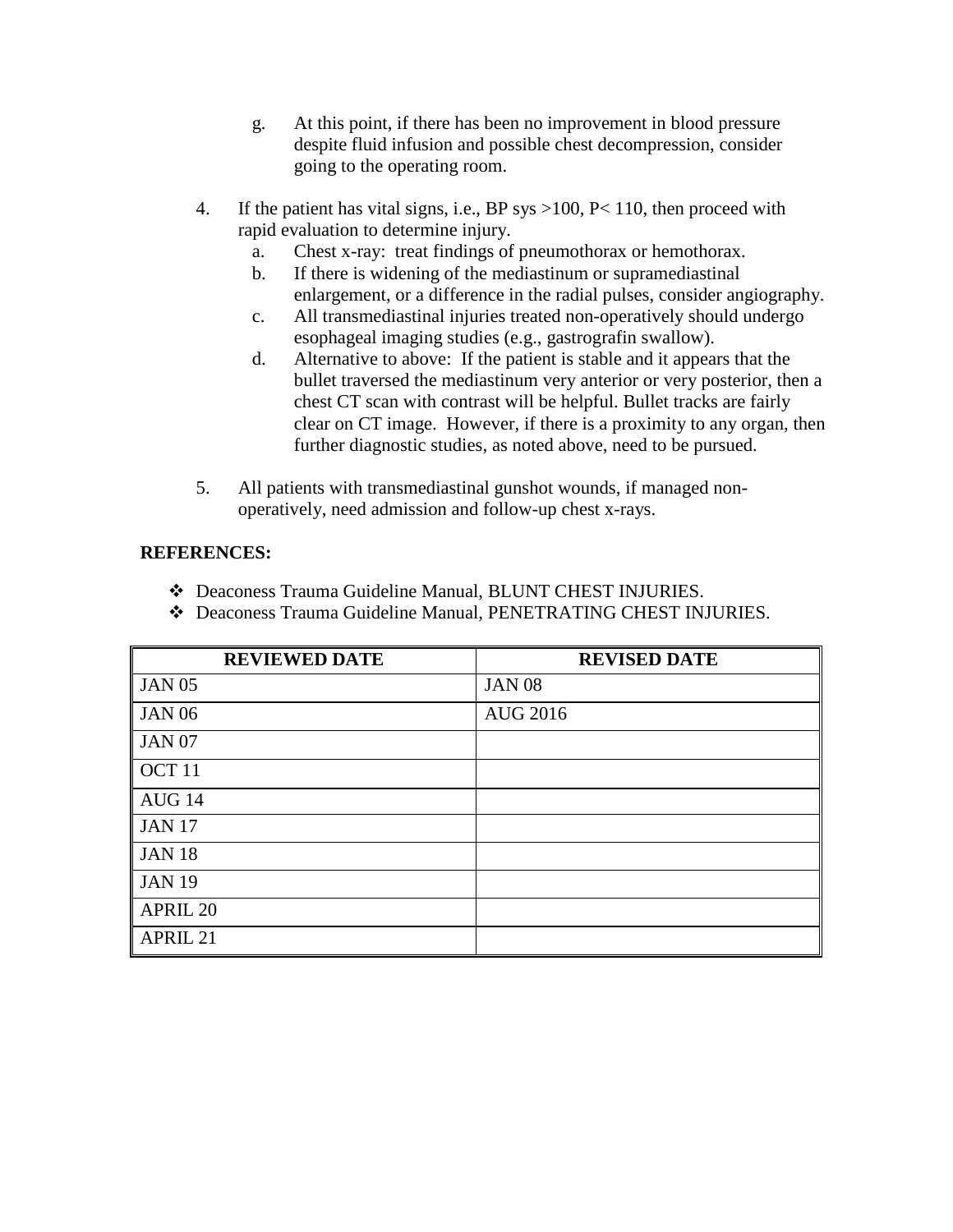g. At this point, if there has been no improvement in blood pressure despite fluid infusion and possible chest decompression, consider going to the operating room.

4. If the patient has vital signs, i.e., BP sys >100, P< 110, then proceed with rapid evaluation to determine injury.
   a. Chest x-ray: treat findings of pneumothorax or hemothorax.
   b. If there is widening of the mediastinum or supramediastinal enlargement, or a difference in the radial pulses, consider angiography.
   c. All transmediastinal injuries treated non-operatively should undergo esophageal imaging studies (e.g., gastrografin swallow).
   d. Alternative to above: If the patient is stable and it appears that the bullet traversed the mediastinum very anterior or very posterior, then a chest CT scan with contrast will be helpful. Bullet tracks are fairly clear on CT image. However, if there is a proximity to any organ, then further diagnostic studies, as noted above, need to be pursued.

5. All patients with transmediastinal gunshot wounds, if managed non-operatively, need admission and follow-up chest x-rays.

**REFERENCES:**

- Deaconess Trauma Guideline Manual, BLUNT CHEST INJURIES.
- Deaconess Trauma Guideline Manual, PENETRATING CHEST INJURIES.

| REVIEWED DATE | REVISED DATE |
|---|---|
| JAN 05 | JAN 08 |
| JAN 06 | AUG 2016 |
| JAN 07 | |
| OCT 11 | |
| AUG 14 | |
| JAN 17 | |
| JAN 18 | |
| JAN 19 | |
| APRIL 20 | |
| APRIL 21 | |